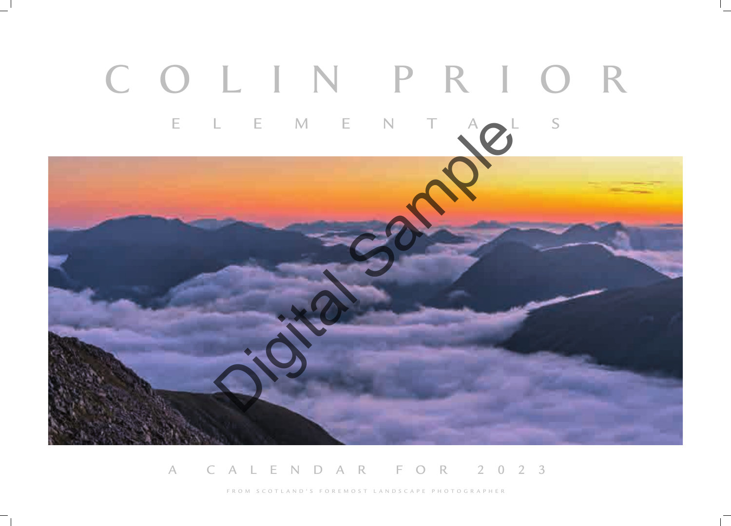# COLIN PRIOR

## ELEMENTALS

A CALENDAR FOR 2023

FROM SCOTLAND'S FOREMOST LANDSCAPE PHOTOGRAPHER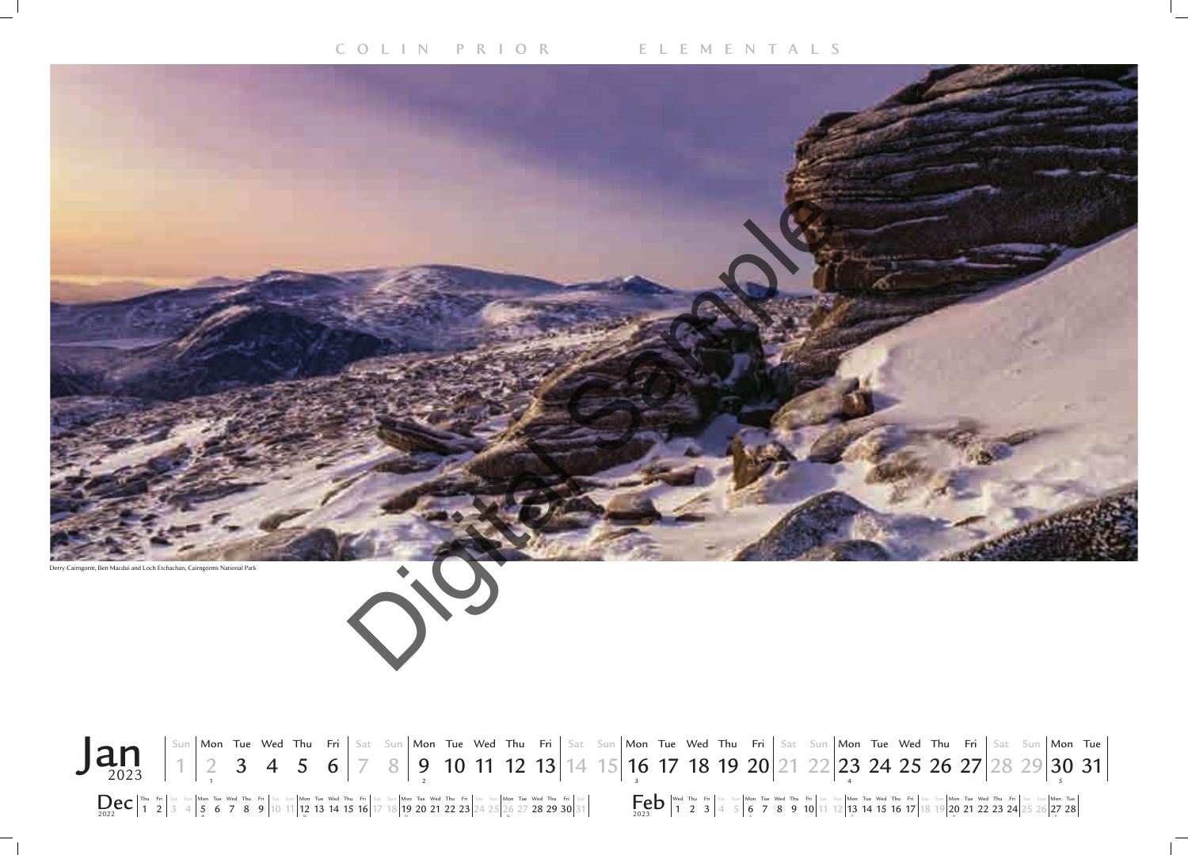COLIN PRIOR ELEMENTALS

Derry Cairngorm, Ben Macdui and Loch Etchachan, Cairngorms National Park

Digital Sample

# Jan 2023

| Sun | Mon | Tue | Wed | Thu | Fri | Sat | Sun | Mon | Tue | Wed | Thu | Fri | Sat | Sun | Mon | Tue | Wed | Thu | Fri | Sat | Sun | Mon | Tue | Wed | Thu | Fri | Sat | Sun | Mon | Tue |
|---|---|---|---|---|---|---|---|---|---|---|---|---|---|---|---|---|---|---|---|---|---|---|---|---|---|---|---|---|---|---|
| 1 | 2 | 3 | 4 | 5 | 6 | 7 | 8 | 9 | 10 | 11 | 12 | 13 | 14 | 15 | 16 | 17 | 18 | 19 | 20 | 21 | 22 | 23 | 24 | 25 | 26 | 27 | 28 | 29 | 30 | 31 |

## Dec 2022

| Thu | Fri | Sat | Sun | Mon | Tue | Wed | Thu | Fri | Sat | Sun | Mon | Tue | Wed | Thu | Fri | Sat | Sun | Mon | Tue | Wed | Thu | Fri | Sat | Sun | Mon | Tue | Wed | Thu | Fri | Sat |
|---|---|---|---|---|---|---|---|---|---|---|---|---|---|---|---|---|---|---|---|---|---|---|---|---|---|---|---|---|---|---|
| 1 | 2 | 3 | 4 | 5 | 6 | 7 | 8 | 9 | 10 | 11 | 12 | 13 | 14 | 15 | 16 | 17 | 18 | 19 | 20 | 21 | 22 | 23 | 24 | 25 | 26 | 27 | 28 | 29 | 30 | 31 |

## Feb 2023

| Wed | Thu | Fri | Sat | Sun | Mon | Tue | Wed | Thu | Fri | Sat | Sun | Mon | Tue | Wed | Thu | Fri | Sat | Sun | Mon | Tue | Wed | Thu | Fri | Sat | Sun | Mon | Tue |
|---|---|---|---|---|---|---|---|---|---|---|---|---|---|---|---|---|---|---|---|---|---|---|---|---|---|---|---|
| 1 | 2 | 3 | 4 | 5 | 6 | 7 | 8 | 9 | 10 | 11 | 12 | 13 | 14 | 15 | 16 | 17 | 18 | 19 | 20 | 21 | 22 | 23 | 24 | 25 | 26 | 27 | 28 |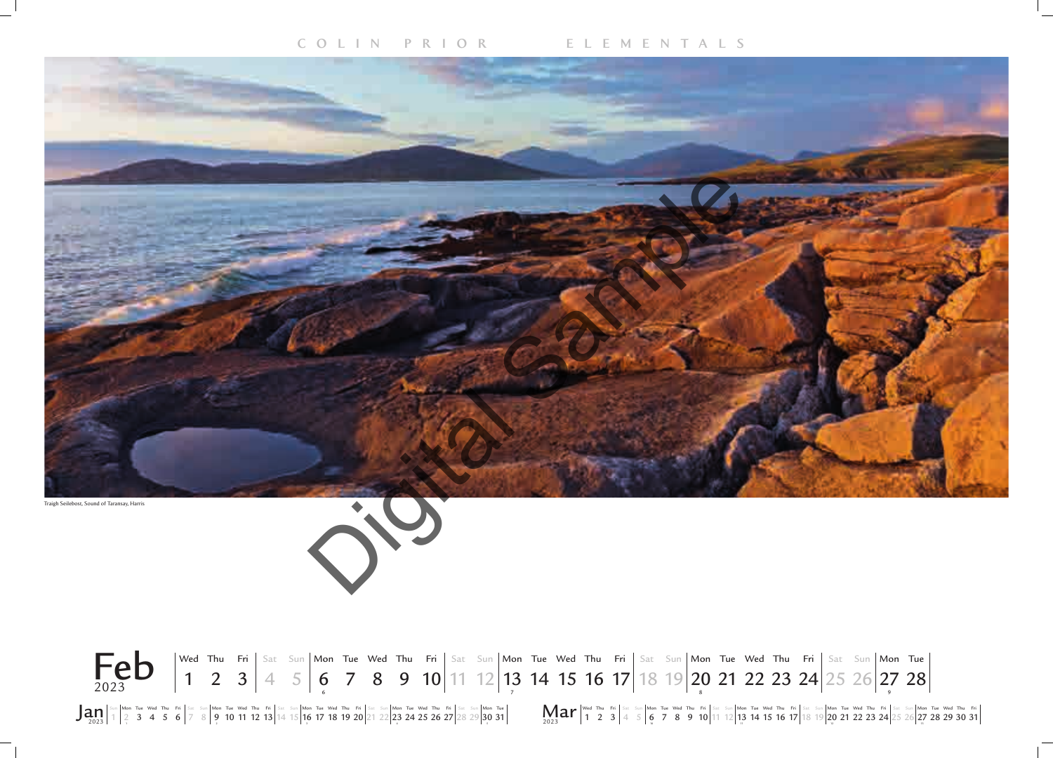Traigh Seilebost, Sound of Taransay, Harris

Digital Sample

# Feb 2023

| Wed | Thu | Fri | Sat | Sun | Mon | Tue | Wed | Thu | Fri | Sat | Sun | Mon | Tue | Wed | Thu | Fri | Sat | Sun | Mon | Tue | Wed | Thu | Fri | Sat | Sun | Mon | Tue |
|---|---|---|---|---|---|---|---|---|---|---|---|---|---|---|---|---|---|---|---|---|---|---|---|---|---|---|---|
| 1 | 2 | 3 | 4 | 5 | 6 | 7 | 8 | 9 | 10 | 11 | 12 | 13 | 14 | 15 | 16 | 17 | 18 | 19 | 20 | 21 | 22 | 23 | 24 | 25 | 26 | 27 | 28 |

## Jan 2023

| Sun | Mon | Tue | Wed | Thu | Fri | Sat | Sun | Mon | Tue | Wed | Thu | Fri | Sat | Sun | Mon | Tue | Wed | Thu | Fri | Sat | Sun | Mon | Tue | Wed | Thu | Fri | Sat | Sun | Mon | Tue |
|---|---|---|---|---|---|---|---|---|---|---|---|---|---|---|---|---|---|---|---|---|---|---|---|---|---|---|---|---|---|---|
| 1 | 2 | 3 | 4 | 5 | 6 | 7 | 8 | 9 | 10 | 11 | 12 | 13 | 14 | 15 | 16 | 17 | 18 | 19 | 20 | 21 | 22 | 23 | 24 | 25 | 26 | 27 | 28 | 29 | 30 | 31 |

## Mar 2023

| Wed | Thu | Fri | Sat | Sun | Mon | Tue | Wed | Thu | Fri | Sat | Sun | Mon | Tue | Wed | Thu | Fri | Sat | Sun | Mon | Tue | Wed | Thu | Fri | Sat | Sun | Mon | Tue | Wed | Thu | Fri |
|---|---|---|---|---|---|---|---|---|---|---|---|---|---|---|---|---|---|---|---|---|---|---|---|---|---|---|---|---|---|---|
| 1 | 2 | 3 | 4 | 5 | 6 | 7 | 8 | 9 | 10 | 11 | 12 | 13 | 14 | 15 | 16 | 17 | 18 | 19 | 20 | 21 | 22 | 23 | 24 | 25 | 26 | 27 | 28 | 29 | 30 | 31 |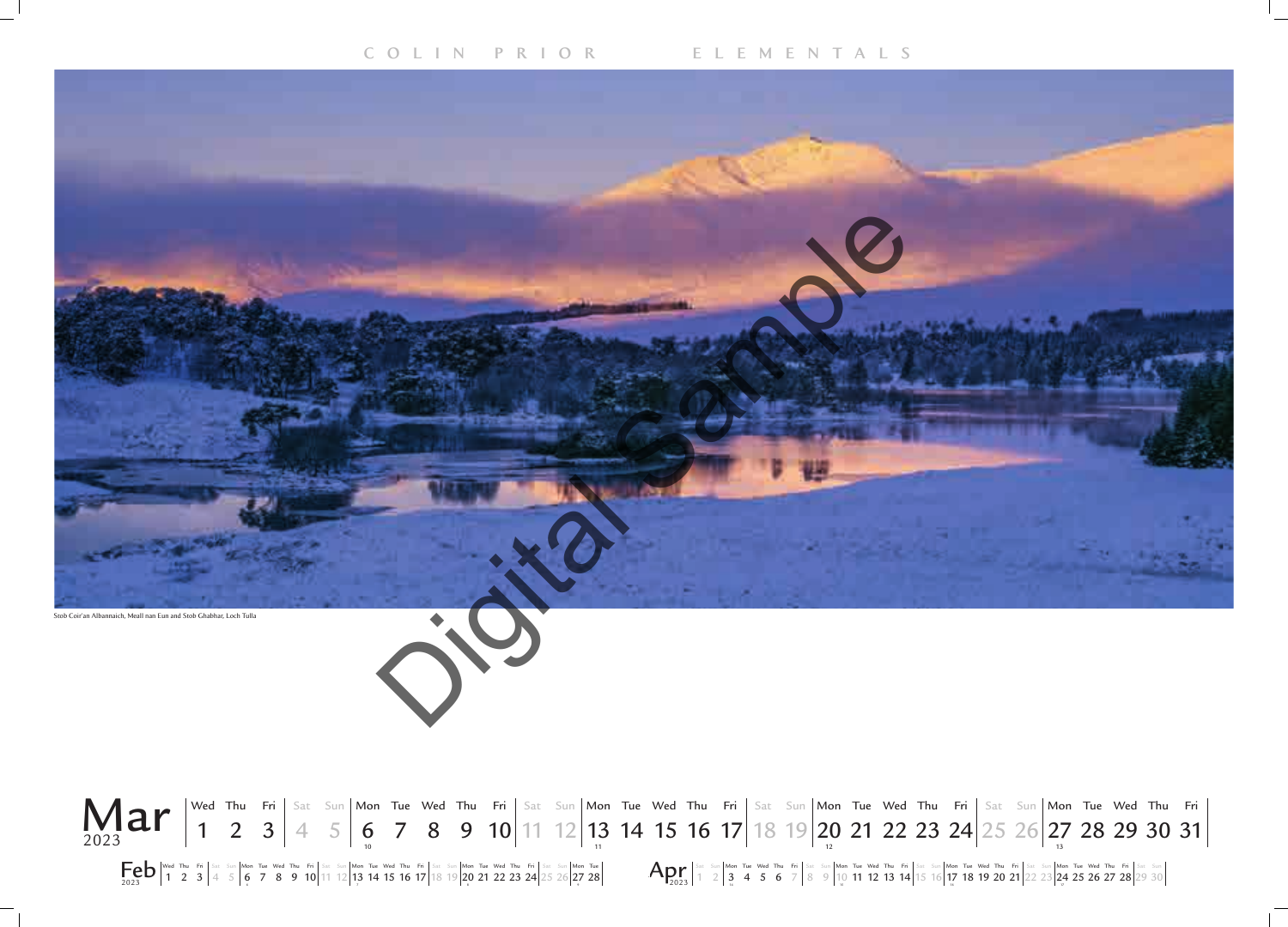COLIN PRIOR ELEMENTALS

Stob Coir'an Albannaich, Meall nan Eun and Stob Ghabhar, Loch Tulla

Digital Sample

**Mar** 2023

| Wed | Thu | Fri | Sat | Sun | Mon | Tue | Wed | Thu | Fri | Sat | Sun | Mon | Tue | Wed | Thu | Fri | Sat | Sun | Mon | Tue | Wed | Thu | Fri | Sat | Sun | Mon | Tue | Wed | Thu | Fri |
|---|---|---|---|---|---|---|---|---|---|---|---|---|---|---|---|---|---|---|---|---|---|---|---|---|---|---|---|---|---|---|
| 1 | 2 | 3 | 4 | 5 | 6 | 7 | 8 | 9 | 10 | 11 | 12 | 13 | 14 | 15 | 16 | 17 | 18 | 19 | 20 | 21 | 22 | 23 | 24 | 25 | 26 | 27 | 28 | 29 | 30 | 31 |

**Feb** 2023

| Wed | Thu | Fri | Sat | Sun | Mon | Tue | Wed | Thu | Fri | Sat | Sun | Mon | Tue | Wed | Thu | Fri | Sat | Sun | Mon | Tue | Wed | Thu | Fri | Sat | Sun | Mon | Tue |
|---|---|---|---|---|---|---|---|---|---|---|---|---|---|---|---|---|---|---|---|---|---|---|---|---|---|---|---|
| 1 | 2 | 3 | 4 | 5 | 6 | 7 | 8 | 9 | 10 | 11 | 12 | 13 | 14 | 15 | 16 | 17 | 18 | 19 | 20 | 21 | 22 | 23 | 24 | 25 | 26 | 27 | 28 |

**Apr** 2023

| Sat | Sun | Mon | Tue | Wed | Thu | Fri | Sat | Sun | Mon | Tue | Wed | Thu | Fri | Sat | Sun | Mon | Tue | Wed | Thu | Fri | Sat | Sun | Mon | Tue | Wed | Thu | Fri | Sat | Sun |
|---|---|---|---|---|---|---|---|---|---|---|---|---|---|---|---|---|---|---|---|---|---|---|---|---|---|---|---|---|---|
| 1 | 2 | 3 | 4 | 5 | 6 | 7 | 8 | 9 | 10 | 11 | 12 | 13 | 14 | 15 | 16 | 17 | 18 | 19 | 20 | 21 | 22 | 23 | 24 | 25 | 26 | 27 | 28 | 29 | 30 |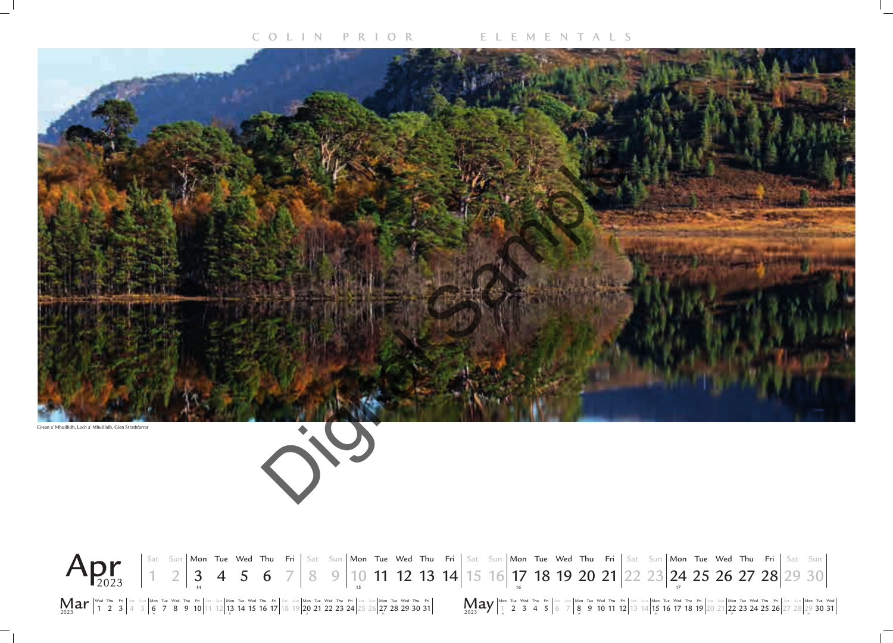C O L I N   P R I O R   E L E M E N T A L S

Eilean a' Mhuillidh, Loch a' Mhuillidh, Glen Strathfarrar

Digital Sample

**Apr** 2023

| Sat | Sun | Mon | Tue | Wed | Thu | Fri | Sat | Sun | Mon | Tue | Wed | Thu | Fri | Sat | Sun | Mon | Tue | Wed | Thu | Fri | Sat | Sun | Mon | Tue | Wed | Thu | Fri | Sat | Sun |
|---|---|---|---|---|---|---|---|---|---|---|---|---|---|---|---|---|---|---|---|---|---|---|---|---|---|---|---|---|---|
| 1 | 2 | 3 | 4 | 5 | 6 | 7 | 8 | 9 | 10 | 11 | 12 | 13 | 14 | 15 | 16 | 17 | 18 | 19 | 20 | 21 | 22 | 23 | 24 | 25 | 26 | 27 | 28 | 29 | 30 |

**Mar** 2023

| Wed | Thu | Fri | Sat | Sun | Mon | Tue | Wed | Thu | Fri | Sat | Sun | Mon | Tue | Wed | Thu | Fri | Sat | Sun | Mon | Tue | Wed | Thu | Fri | Sat | Sun | Mon | Tue | Wed | Thu | Fri |
|---|---|---|---|---|---|---|---|---|---|---|---|---|---|---|---|---|---|---|---|---|---|---|---|---|---|---|---|---|---|---|
| 1 | 2 | 3 | 4 | 5 | 6 | 7 | 8 | 9 | 10 | 11 | 12 | 13 | 14 | 15 | 16 | 17 | 18 | 19 | 20 | 21 | 22 | 23 | 24 | 25 | 26 | 27 | 28 | 29 | 30 | 31 |

**May** 2023

| Mon | Tue | Wed | Thu | Fri | Sat | Sun | Mon | Tue | Wed | Thu | Fri | Sat | Sun | Mon | Tue | Wed | Thu | Fri | Sat | Sun | Mon | Tue | Wed | Thu | Fri | Sat | Sun | Mon | Tue | Wed |
|---|---|---|---|---|---|---|---|---|---|---|---|---|---|---|---|---|---|---|---|---|---|---|---|---|---|---|---|---|---|---|
| 1 | 2 | 3 | 4 | 5 | 6 | 7 | 8 | 9 | 10 | 11 | 12 | 13 | 14 | 15 | 16 | 17 | 18 | 19 | 20 | 21 | 22 | 23 | 24 | 25 | 26 | 27 | 28 | 29 | 30 | 31 |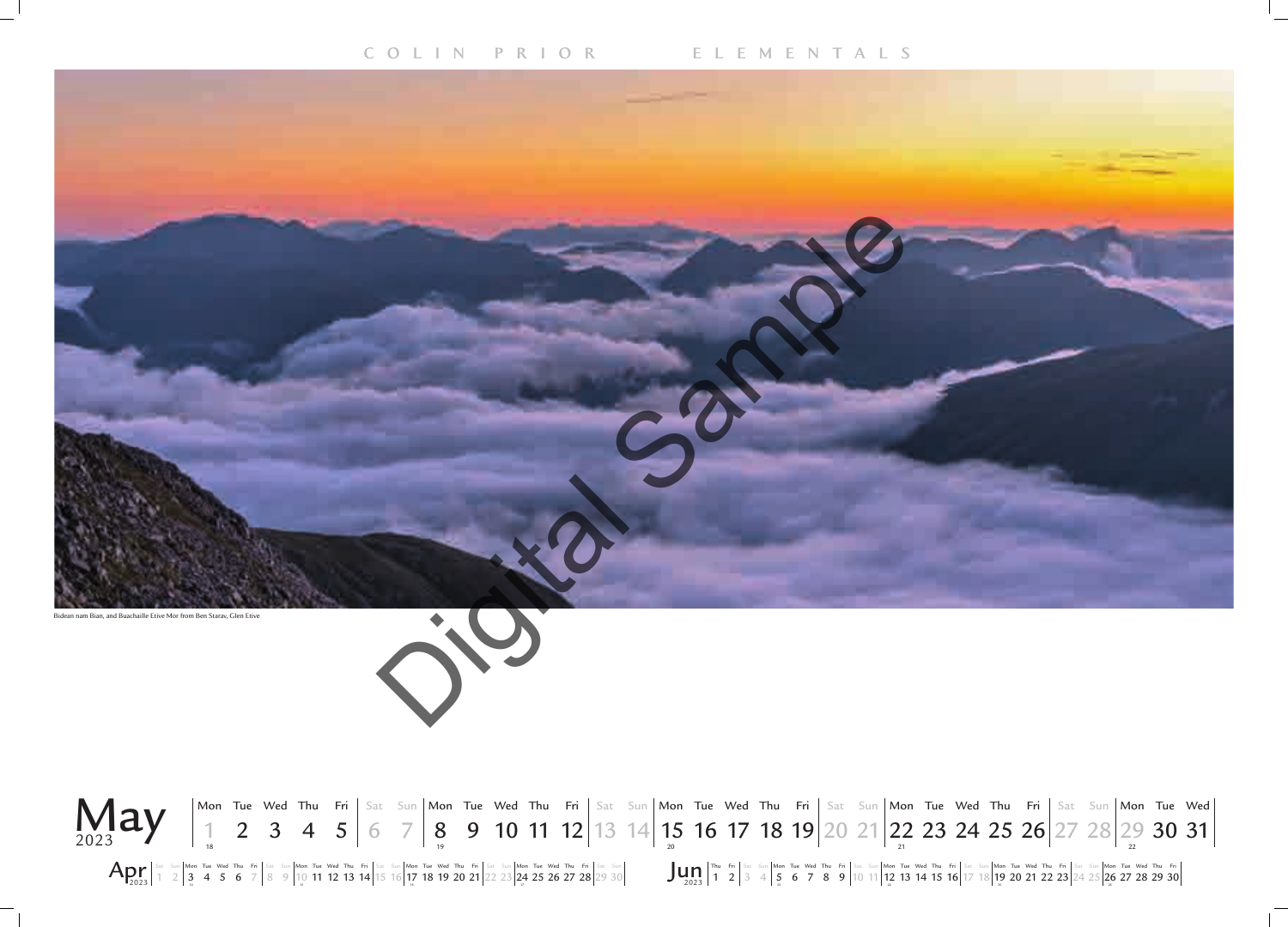Bidean nam Bian, and Buachaille Etive Mor from Ben Starav, Glen Etive

Digital Sample

# May 2023

| Mon | Tue | Wed | Thu | Fri | Sat | Sun | Mon | Tue | Wed | Thu | Fri | Sat | Sun | Mon | Tue | Wed | Thu | Fri | Sat | Sun | Mon | Tue | Wed | Thu | Fri | Sat | Sun | Mon | Tue | Wed |
|---|---|---|---|---|---|---|---|---|---|---|---|---|---|---|---|---|---|---|---|---|---|---|---|---|---|---|---|---|---|---|
| 1 | 2 | 3 | 4 | 5 | 6 | 7 | 8 | 9 | 10 | 11 | 12 | 13 | 14 | 15 | 16 | 17 | 18 | 19 | 20 | 21 | 22 | 23 | 24 | 25 | 26 | 27 | 28 | 29 | 30 | 31 |
| 18 | | | | | | | 19 | | | | | | | 20 | | | | | | | 21 | | | | | | | 22 | | |

## Apr 2023

| Sat | Sun | Mon | Tue | Wed | Thu | Fri | Sat | Sun | Mon | Tue | Wed | Thu | Fri | Sat | Sun | Mon | Tue | Wed | Thu | Fri | Sat | Sun | Mon | Tue | Wed | Thu | Fri | Sat | Sun |
|---|---|---|---|---|---|---|---|---|---|---|---|---|---|---|---|---|---|---|---|---|---|---|---|---|---|---|---|---|---|
| 1 | 2 | 3 | 4 | 5 | 6 | 7 | 8 | 9 | 10 | 11 | 12 | 13 | 14 | 15 | 16 | 17 | 18 | 19 | 20 | 21 | 22 | 23 | 24 | 25 | 26 | 27 | 28 | 29 | 30 |

## Jun 2023

| Thu | Fri | Sat | Sun | Mon | Tue | Wed | Thu | Fri | Sat | Sun | Mon | Tue | Wed | Thu | Fri | Sat | Sun | Mon | Tue | Wed | Thu | Fri | Sat | Sun | Mon | Tue | Wed | Thu | Fri |
|---|---|---|---|---|---|---|---|---|---|---|---|---|---|---|---|---|---|---|---|---|---|---|---|---|---|---|---|---|---|
| 1 | 2 | 3 | 4 | 5 | 6 | 7 | 8 | 9 | 10 | 11 | 12 | 13 | 14 | 15 | 16 | 17 | 18 | 19 | 20 | 21 | 22 | 23 | 24 | 25 | 26 | 27 | 28 | 29 | 30 |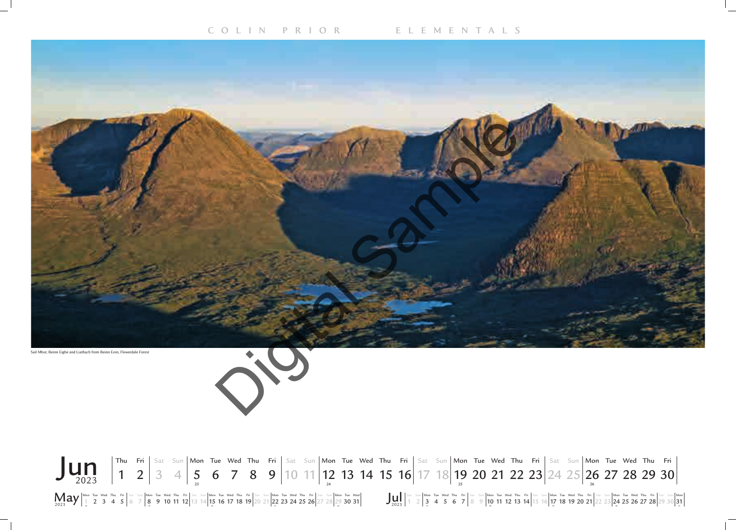COLIN PRIOR ELEMENTALS

Sail Mhor, Beinn Eighe and Liathach from Beinn Eoin, Flowerdale Forest

Digital Sample

# Jun 2023

| Thu | Fri | Sat | Sun | Mon | Tue | Wed | Thu | Fri | Sat | Sun | Mon | Tue | Wed | Thu | Fri | Sat | Sun | Mon | Tue | Wed | Thu | Fri | Sat | Sun | Mon | Tue | Wed | Thu | Fri |
|---|---|---|---|---|---|---|---|---|---|---|---|---|---|---|---|---|---|---|---|---|---|---|---|---|---|---|---|---|---|
| 1 | 2 | 3 | 4 | 5 | 6 | 7 | 8 | 9 | 10 | 11 | 12 | 13 | 14 | 15 | 16 | 17 | 18 | 19 | 20 | 21 | 22 | 23 | 24 | 25 | 26 | 27 | 28 | 29 | 30 |

May 2023

| Mon | Tue | Wed | Thu | Fri | Sat | Sun | Mon | Tue | Wed | Thu | Fri | Sat | Sun | Mon | Tue | Wed | Thu | Fri | Sat | Sun | Mon | Tue | Wed | Thu | Fri | Sat | Sun | Mon | Tue | Wed |
|---|---|---|---|---|---|---|---|---|---|---|---|---|---|---|---|---|---|---|---|---|---|---|---|---|---|---|---|---|---|---|
| 1 | 2 | 3 | 4 | 5 | 6 | 7 | 8 | 9 | 10 | 11 | 12 | 13 | 14 | 15 | 16 | 17 | 18 | 19 | 20 | 21 | 22 | 23 | 24 | 25 | 26 | 27 | 28 | 29 | 30 | 31 |

Jul 2023

| Sat | Sun | Mon | Tue | Wed | Thu | Fri | Sat | Sun | Mon | Tue | Wed | Thu | Fri | Sat | Sun | Mon | Tue | Wed | Thu | Fri | Sat | Sun | Mon | Tue | Wed | Thu | Fri | Sat | Sun | Mon |
|---|---|---|---|---|---|---|---|---|---|---|---|---|---|---|---|---|---|---|---|---|---|---|---|---|---|---|---|---|---|---|
| 1 | 2 | 3 | 4 | 5 | 6 | 7 | 8 | 9 | 10 | 11 | 12 | 13 | 14 | 15 | 16 | 17 | 18 | 19 | 20 | 21 | 22 | 23 | 24 | 25 | 26 | 27 | 28 | 29 | 30 | 31 |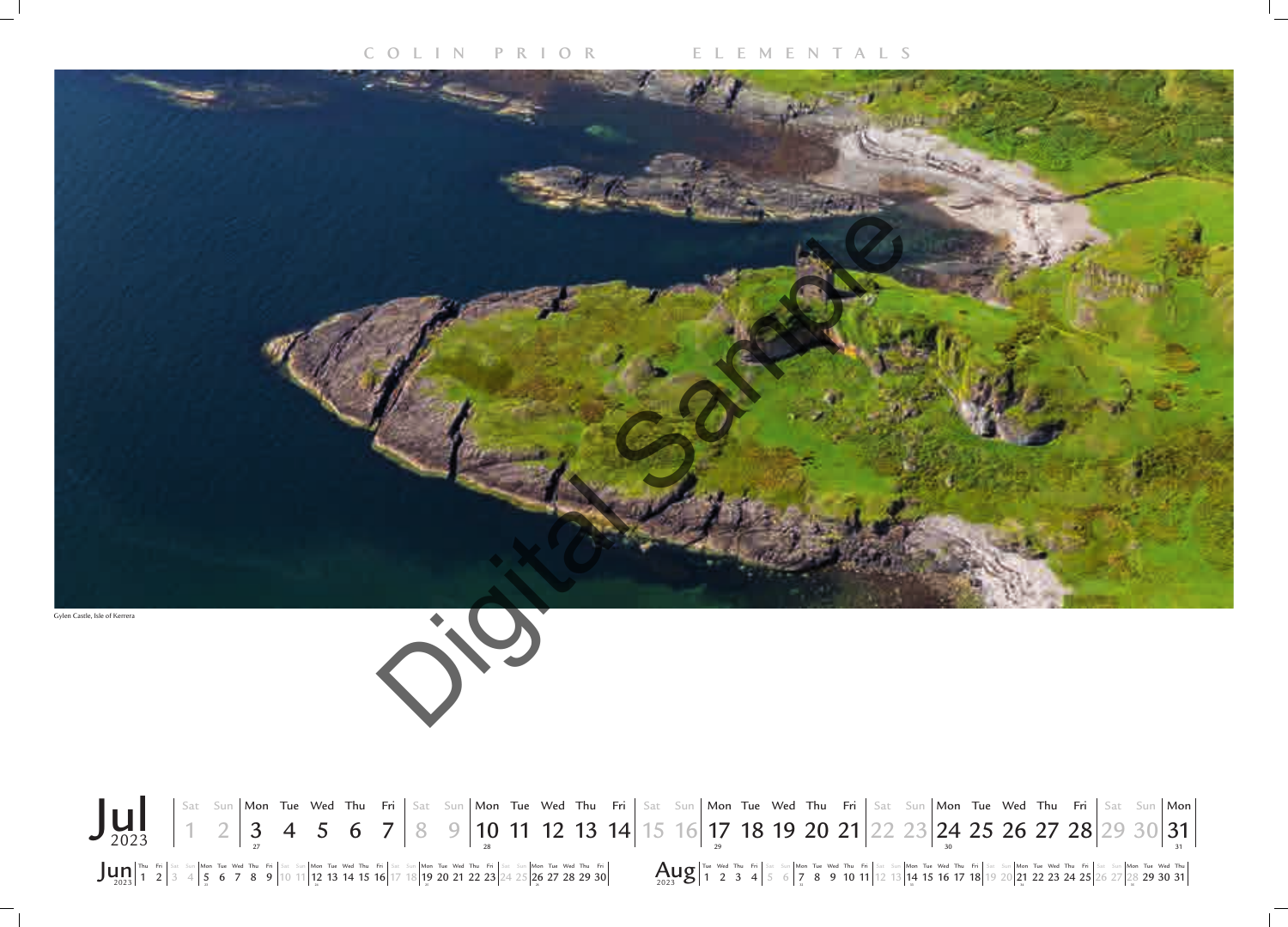Gylen Castle, Isle of Kerrera

Digital Sample

# Jul 2023

| Sat | Sun | Mon | Tue | Wed | Thu | Fri | Sat | Sun | Mon | Tue | Wed | Thu | Fri | Sat | Sun | Mon | Tue | Wed | Thu | Fri | Sat | Sun | Mon | Tue | Wed | Thu | Fri | Sat | Sun | Mon |
|---|---|---|---|---|---|---|---|---|---|---|---|---|---|---|---|---|---|---|---|---|---|---|---|---|---|---|---|---|---|---|
| 1 | 2 | 3 | 4 | 5 | 6 | 7 | 8 | 9 | 10 | 11 | 12 | 13 | 14 | 15 | 16 | 17 | 18 | 19 | 20 | 21 | 22 | 23 | 24 | 25 | 26 | 27 | 28 | 29 | 30 | 31 |
| | | 27 | | | | | | | 28 | | | | | | | 29 | | | | | | | 30 | | | | | | | 31 |

## Jun 2023

| Thu | Fri | Sat | Sun | Mon | Tue | Wed | Thu | Fri | Sat | Sun | Mon | Tue | Wed | Thu | Fri | Sat | Sun | Mon | Tue | Wed | Thu | Fri | Sat | Sun | Mon | Tue | Wed | Thu | Fri |
|---|---|---|---|---|---|---|---|---|---|---|---|---|---|---|---|---|---|---|---|---|---|---|---|---|---|---|---|---|---|
| 1 | 2 | 3 | 4 | 5 | 6 | 7 | 8 | 9 | 10 | 11 | 12 | 13 | 14 | 15 | 16 | 17 | 18 | 19 | 20 | 21 | 22 | 23 | 24 | 25 | 26 | 27 | 28 | 29 | 30 |

## Aug 2023

| Tue | Wed | Thu | Fri | Sat | Sun | Mon | Tue | Wed | Thu | Fri | Sat | Sun | Mon | Tue | Wed | Thu | Fri | Sat | Sun | Mon | Tue | Wed | Thu | Fri | Sat | Sun | Mon | Tue | Wed | Thu |
|---|---|---|---|---|---|---|---|---|---|---|---|---|---|---|---|---|---|---|---|---|---|---|---|---|---|---|---|---|---|---|
| 1 | 2 | 3 | 4 | 5 | 6 | 7 | 8 | 9 | 10 | 11 | 12 | 13 | 14 | 15 | 16 | 17 | 18 | 19 | 20 | 21 | 22 | 23 | 24 | 25 | 26 | 27 | 28 | 29 | 30 | 31 |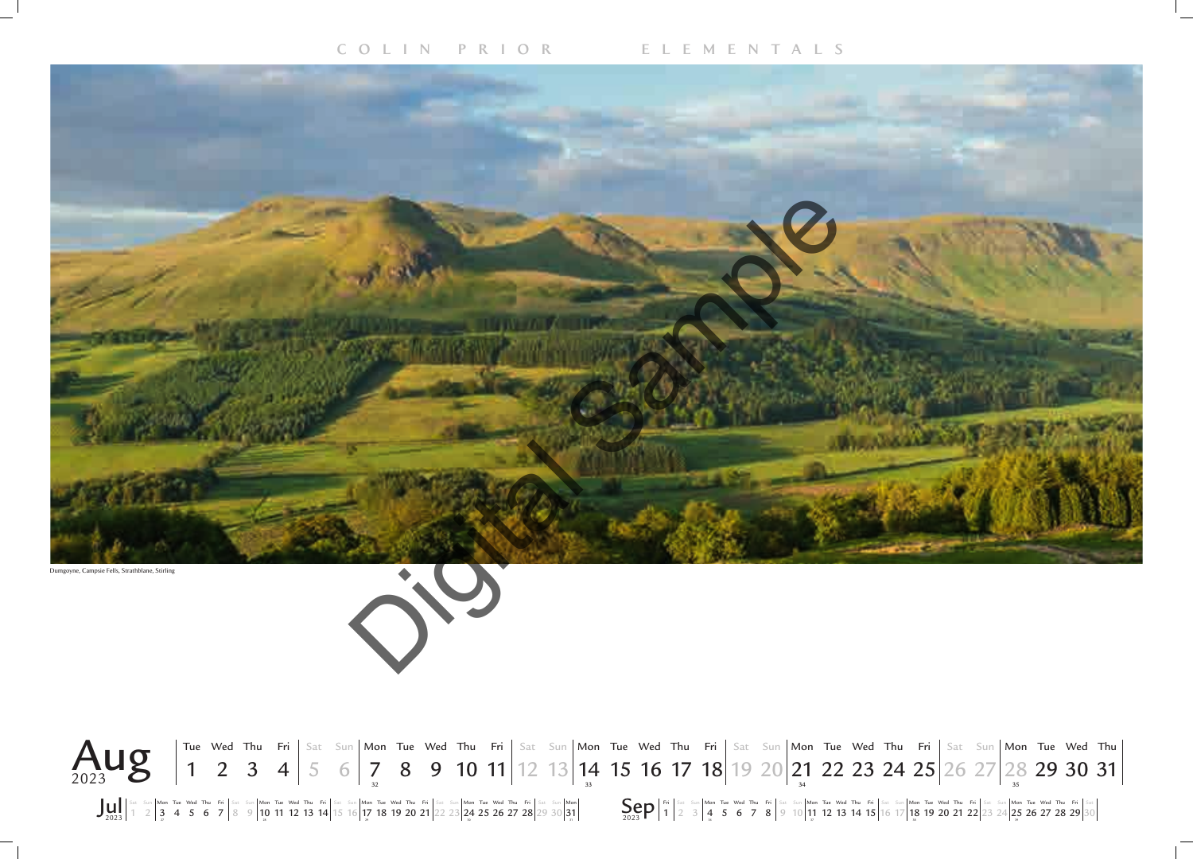COLIN PRIOR ELEMENTALS

Dumgoyne, Campsie Fells, Strathblane, Stirling

Digital Sample

# Aug 2023

| Tue | Wed | Thu | Fri | Sat | Sun | Mon | Tue | Wed | Thu | Fri | Sat | Sun | Mon | Tue | Wed | Thu | Fri | Sat | Sun | Mon | Tue | Wed | Thu | Fri | Sat | Sun | Mon | Tue | Wed | Thu |
|---|---|---|---|---|---|---|---|---|---|---|---|---|---|---|---|---|---|---|---|---|---|---|---|---|---|---|---|---|---|---|
| 1 | 2 | 3 | 4 | 5 | 6 | 7 | 8 | 9 | 10 | 11 | 12 | 13 | 14 | 15 | 16 | 17 | 18 | 19 | 20 | 21 | 22 | 23 | 24 | 25 | 26 | 27 | 28 | 29 | 30 | 31 |

Jul 2023

| Sat | Sun | Mon | Tue | Wed | Thu | Fri | Sat | Sun | Mon | Tue | Wed | Thu | Fri | Sat | Sun | Mon | Tue | Wed | Thu | Fri | Sat | Sun | Mon | Tue | Wed | Thu | Fri | Sat | Sun | Mon |
|---|---|---|---|---|---|---|---|---|---|---|---|---|---|---|---|---|---|---|---|---|---|---|---|---|---|---|---|---|---|---|
| 1 | 2 | 3 | 4 | 5 | 6 | 7 | 8 | 9 | 10 | 11 | 12 | 13 | 14 | 15 | 16 | 17 | 18 | 19 | 20 | 21 | 22 | 23 | 24 | 25 | 26 | 27 | 28 | 29 | 30 | 31 |

Sep 2023

| Fri | Sat | Sun | Mon | Tue | Wed | Thu | Fri | Sat | Sun | Mon | Tue | Wed | Thu | Fri | Sat | Sun | Mon | Tue | Wed | Thu | Fri | Sat | Sun | Mon | Tue | Wed | Thu | Fri | Sat |
|---|---|---|---|---|---|---|---|---|---|---|---|---|---|---|---|---|---|---|---|---|---|---|---|---|---|---|---|---|---|
| 1 | 2 | 3 | 4 | 5 | 6 | 7 | 8 | 9 | 10 | 11 | 12 | 13 | 14 | 15 | 16 | 17 | 18 | 19 | 20 | 21 | 22 | 23 | 24 | 25 | 26 | 27 | 28 | 29 | 30 |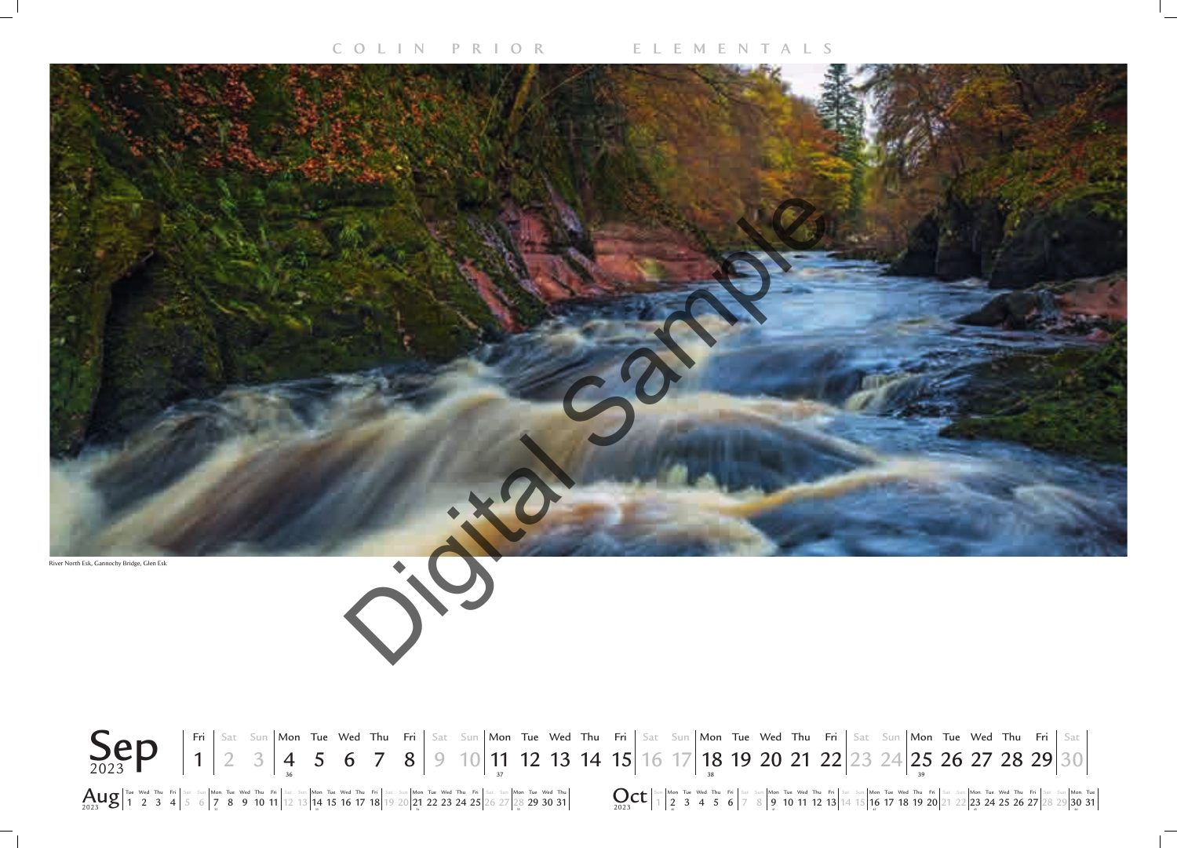River North Esk, Gannochy Bridge, Glen Esk

Digital Sample

# Sep 2023

| Fri | Sat | Sun | Mon | Tue | Wed | Thu | Fri | Sat | Sun | Mon | Tue | Wed | Thu | Fri | Sat | Sun | Mon | Tue | Wed | Thu | Fri | Sat | Sun | Mon | Tue | Wed | Thu | Fri | Sat |
|---|---|---|---|---|---|---|---|---|---|---|---|---|---|---|---|---|---|---|---|---|---|---|---|---|---|---|---|---|---|
| 1 | 2 | 3 | 4 | 5 | 6 | 7 | 8 | 9 | 10 | 11 | 12 | 13 | 14 | 15 | 16 | 17 | 18 | 19 | 20 | 21 | 22 | 23 | 24 | 25 | 26 | 27 | 28 | 29 | 30 |
| | | | 36 | | | | | | | 37 | | | | | | | 38 | | | | | | | 39 | | | | | |

## Aug 2023

| Tue | Wed | Thu | Fri | Sat | Sun | Mon | Tue | Wed | Thu | Fri | Sat | Sun | Mon | Tue | Wed | Thu | Fri | Sat | Sun | Mon | Tue | Wed | Thu | Fri | Sat | Sun | Mon | Tue | Wed | Thu |
|---|---|---|---|---|---|---|---|---|---|---|---|---|---|---|---|---|---|---|---|---|---|---|---|---|---|---|---|---|---|---|
| 1 | 2 | 3 | 4 | 5 | 6 | 7 | 8 | 9 | 10 | 11 | 12 | 13 | 14 | 15 | 16 | 17 | 18 | 19 | 20 | 21 | 22 | 23 | 24 | 25 | 26 | 27 | 28 | 29 | 30 | 31 |

## Oct 2023

| Sun | Mon | Tue | Wed | Thu | Fri | Sat | Sun | Mon | Tue | Wed | Thu | Fri | Sat | Sun | Mon | Tue | Wed | Thu | Fri | Sat | Sun | Mon | Tue | Wed | Thu | Fri | Sat | Sun | Mon | Tue |
|---|---|---|---|---|---|---|---|---|---|---|---|---|---|---|---|---|---|---|---|---|---|---|---|---|---|---|---|---|---|---|
| 1 | 2 | 3 | 4 | 5 | 6 | 7 | 8 | 9 | 10 | 11 | 12 | 13 | 14 | 15 | 16 | 17 | 18 | 19 | 20 | 21 | 22 | 23 | 24 | 25 | 26 | 27 | 28 | 29 | 30 | 31 |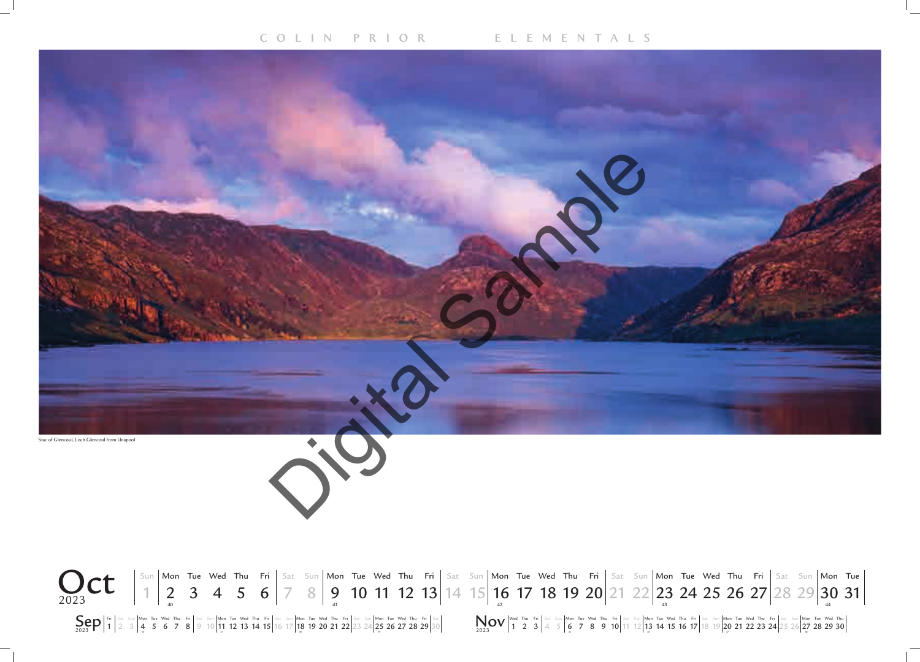COLIN PRIOR ELEMENTALS

Stac of Glencoul, Loch Glencoul from Unapool

Digital Sample

# Oct 2023

| Sun | Mon | Tue | Wed | Thu | Fri | Sat | Sun | Mon | Tue | Wed | Thu | Fri | Sat | Sun | Mon | Tue | Wed | Thu | Fri | Sat | Sun | Mon | Tue | Wed | Thu | Fri | Sat | Sun | Mon | Tue |
|---|---|---|---|---|---|---|---|---|---|---|---|---|---|---|---|---|---|---|---|---|---|---|---|---|---|---|---|---|---|---|
| 1 | 2 | 3 | 4 | 5 | 6 | 7 | 8 | 9 | 10 | 11 | 12 | 13 | 14 | 15 | 16 | 17 | 18 | 19 | 20 | 21 | 22 | 23 | 24 | 25 | 26 | 27 | 28 | 29 | 30 | 31 |
| | 40 | | | | | | | 41 | | | | | | | 42 | | | | | | | 43 | | | | | | | 44 | |

## Sep 2023

| Fri | Sat | Sun | Mon | Tue | Wed | Thu | Fri | Sat | Sun | Mon | Tue | Wed | Thu | Fri | Sat | Sun | Mon | Tue | Wed | Thu | Fri | Sat | Sun | Mon | Tue | Wed | Thu | Fri | Sat |
|---|---|---|---|---|---|---|---|---|---|---|---|---|---|---|---|---|---|---|---|---|---|---|---|---|---|---|---|---|---|
| 1 | 2 | 3 | 4 | 5 | 6 | 7 | 8 | 9 | 10 | 11 | 12 | 13 | 14 | 15 | 16 | 17 | 18 | 19 | 20 | 21 | 22 | 23 | 24 | 25 | 26 | 27 | 28 | 29 | 30 |

## Nov 2023

| Wed | Thu | Fri | Sat | Sun | Mon | Tue | Wed | Thu | Fri | Sat | Sun | Mon | Tue | Wed | Thu | Fri | Sat | Sun | Mon | Tue | Wed | Thu | Fri | Sat | Sun | Mon | Tue | Wed | Thu |
|---|---|---|---|---|---|---|---|---|---|---|---|---|---|---|---|---|---|---|---|---|---|---|---|---|---|---|---|---|---|
| 1 | 2 | 3 | 4 | 5 | 6 | 7 | 8 | 9 | 10 | 11 | 12 | 13 | 14 | 15 | 16 | 17 | 18 | 19 | 20 | 21 | 22 | 23 | 24 | 25 | 26 | 27 | 28 | 29 | 30 |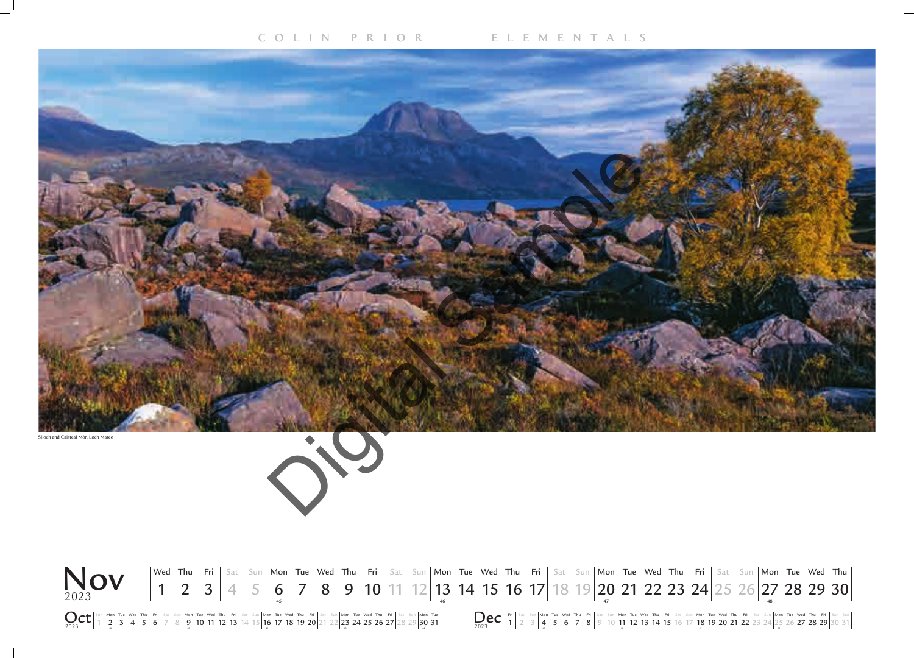COLIN PRIOR ELEMENTALS

Slioch and Caisteal Mor, Loch Maree

Digital Sample

# Nov 2023

| Wed | Thu | Fri | Sat | Sun | Mon | Tue | Wed | Thu | Fri | Sat | Sun | Mon | Tue | Wed | Thu | Fri | Sat | Sun | Mon | Tue | Wed | Thu | Fri | Sat | Sun | Mon | Tue | Wed | Thu |
|---|---|---|---|---|---|---|---|---|---|---|---|---|---|---|---|---|---|---|---|---|---|---|---|---|---|---|---|---|---|
| 1 | 2 | 3 | 4 | 5 | 6 | 7 | 8 | 9 | 10 | 11 | 12 | 13 | 14 | 15 | 16 | 17 | 18 | 19 | 20 | 21 | 22 | 23 | 24 | 25 | 26 | 27 | 28 | 29 | 30 |

## Oct 2023

| Sun | Mon | Tue | Wed | Thu | Fri | Sat | Sun | Mon | Tue | Wed | Thu | Fri | Sat | Sun | Mon | Tue | Wed | Thu | Fri | Sat | Sun | Mon | Tue | Wed | Thu | Fri | Sat | Sun | Mon | Tue |
|---|---|---|---|---|---|---|---|---|---|---|---|---|---|---|---|---|---|---|---|---|---|---|---|---|---|---|---|---|---|---|
| 1 | 2 | 3 | 4 | 5 | 6 | 7 | 8 | 9 | 10 | 11 | 12 | 13 | 14 | 15 | 16 | 17 | 18 | 19 | 20 | 21 | 22 | 23 | 24 | 25 | 26 | 27 | 28 | 29 | 30 | 31 |

## Dec 2023

| Fri | Sat | Sun | Mon | Tue | Wed | Thu | Fri | Sat | Sun | Mon | Tue | Wed | Thu | Fri | Sat | Sun | Mon | Tue | Wed | Thu | Fri | Sat | Sun | Mon | Tue | Wed | Thu | Fri | Sat | Sun |
|---|---|---|---|---|---|---|---|---|---|---|---|---|---|---|---|---|---|---|---|---|---|---|---|---|---|---|---|---|---|---|
| 1 | 2 | 3 | 4 | 5 | 6 | 7 | 8 | 9 | 10 | 11 | 12 | 13 | 14 | 15 | 16 | 17 | 18 | 19 | 20 | 21 | 22 | 23 | 24 | 25 | 26 | 27 | 28 | 29 | 30 | 31 |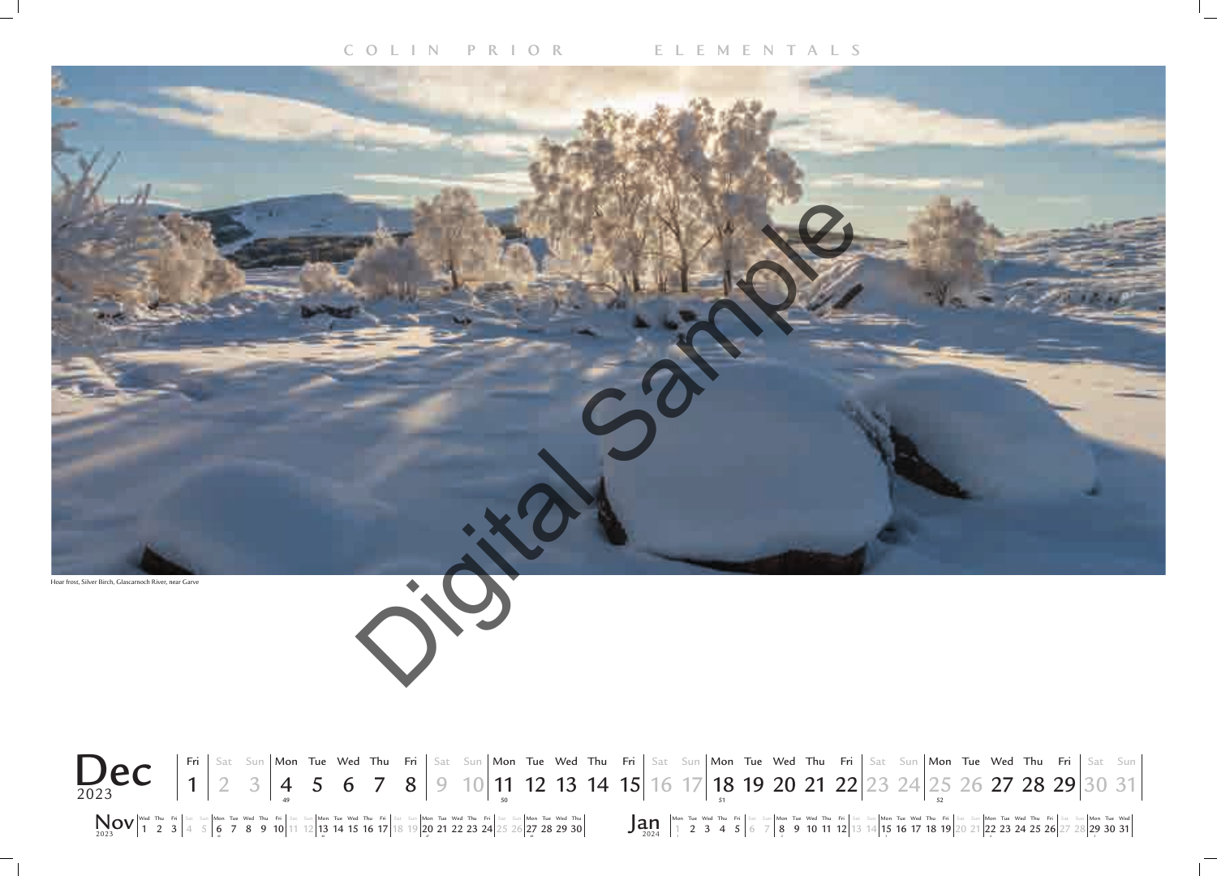COLIN PRIOR ELEMENTALS

Hoar frost, Silver Birch, Glascarnoch River, near Garve

Digital Sample

**Dec** 2023

| Fri | Sat | Sun | Mon | Tue | Wed | Thu | Fri | Sat | Sun | Mon | Tue | Wed | Thu | Fri | Sat | Sun | Mon | Tue | Wed | Thu | Fri | Sat | Sun | Mon | Tue | Wed | Thu | Fri | Sat | Sun |
|---|---|---|---|---|---|---|---|---|---|---|---|---|---|---|---|---|---|---|---|---|---|---|---|---|---|---|---|---|---|---|
| 1 | 2 | 3 | 4 | 5 | 6 | 7 | 8 | 9 | 10 | 11 | 12 | 13 | 14 | 15 | 16 | 17 | 18 | 19 | 20 | 21 | 22 | 23 | 24 | 25 | 26 | 27 | 28 | 29 | 30 | 31 |

**Nov** 2023

| Wed | Thu | Fri | Sat | Sun | Mon | Tue | Wed | Thu | Fri | Sat | Sun | Mon | Tue | Wed | Thu | Fri | Sat | Sun | Mon | Tue | Wed | Thu | Fri | Sat | Sun | Mon | Tue | Wed | Thu |
|---|---|---|---|---|---|---|---|---|---|---|---|---|---|---|---|---|---|---|---|---|---|---|---|---|---|---|---|---|---|
| 1 | 2 | 3 | 4 | 5 | 6 | 7 | 8 | 9 | 10 | 11 | 12 | 13 | 14 | 15 | 16 | 17 | 18 | 19 | 20 | 21 | 22 | 23 | 24 | 25 | 26 | 27 | 28 | 29 | 30 |

**Jan** 2024

| Mon | Tue | Wed | Thu | Fri | Sat | Sun | Mon | Tue | Wed | Thu | Fri | Sat | Sun | Mon | Tue | Wed | Thu | Fri | Sat | Sun | Mon | Tue | Wed | Thu | Fri | Sat | Sun | Mon | Tue | Wed |
|---|---|---|---|---|---|---|---|---|---|---|---|---|---|---|---|---|---|---|---|---|---|---|---|---|---|---|---|---|---|---|
| 1 | 2 | 3 | 4 | 5 | 6 | 7 | 8 | 9 | 10 | 11 | 12 | 13 | 14 | 15 | 16 | 17 | 18 | 19 | 20 | 21 | 22 | 23 | 24 | 25 | 26 | 27 | 28 | 29 | 30 | 31 |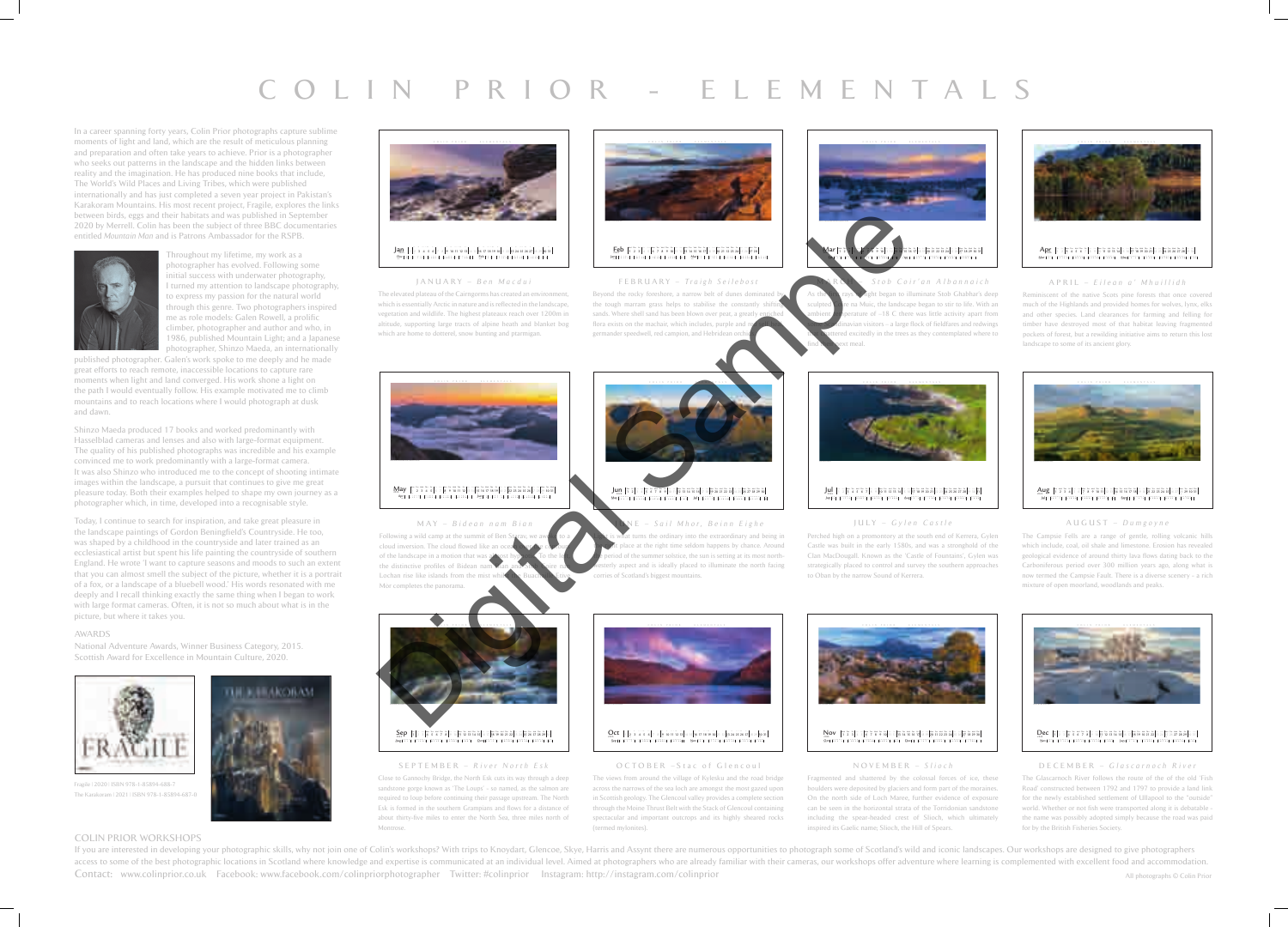# COLIN PRIOR - ELEMENTALS

In a career spanning forty years, Colin Prior photographs capture sublime moments of light and land, which are the result of meticulous planning and preparation and often take years to achieve. Prior is a photographer who seeks out patterns in the landscape and the hidden links between reality and the imagination. He has produced nine books that include, The World's Wild Places and Living Tribes, which were published internationally and has just completed a seven year project in Pakistan's Karakoram Mountains. His most recent project, Fragile, explores the links between birds, eggs and their habitats and was published in September 2020 by Merrell. Colin has been the subject of three BBC documentaries entitled *Mountain Man* and is Patrons Ambassador for the RSPB.

Throughout my lifetime, my work as a photographer has evolved. Following some initial success with underwater photography, I turned my attention to landscape photography, to express my passion for the natural world through this genre. Two photographers inspired me as role models: Galen Rowell, a prolific climber, photographer and author and who, in 1986, published Mountain Light; and a Japanese photographer, Shinzo Maeda, an internationally published photographer. Galen's work spoke to me deeply and he made great efforts to reach remote, inaccessible locations to capture rare moments when light and land converged. His work shone a light on the path I would eventually follow. His example motivated me to climb mountains and to reach locations where I would photograph at dusk and dawn.

Shinzo Maeda produced 17 books and worked predominantly with Hasselblad cameras and lenses and also with large-format equipment. The quality of his published photographs was incredible and his example convinced me to work predominantly with a large-format camera. It was also Shinzo who introduced me to the concept of shooting intimate images within the landscape, a pursuit that continues to give me great pleasure today. Both their examples helped to shape my own journey as a photographer which, in time, developed into a recognisable style.

Today, I continue to search for inspiration, and take great pleasure in the landscape paintings of Gordon Beningfield's Countryside. He too, was shaped by a childhood in the countryside and later trained as an ecclesiastical artist but spent his life painting the countryside of southern England. He wrote 'I want to capture seasons and moods to such an extent that you can almost smell the subject of the picture, whether it is a portrait of a fox, or a landscape of a bluebell wood.' His words resonated with me deeply and I recall thinking exactly the same thing when I began to work with large format cameras. Often, it is not so much about what is in the picture, but where it takes you.

## AWARDS

National Adventure Awards, Winner Business Category, 2015.
Scottish Award for Excellence in Mountain Culture, 2020.

Fragile / 2020 / ISBN 978-1-85894-688-7
The Karakoram / 2021 / ISBN 978-1-85894-687-0

### JANUARY – *Ben Macdui*

The elevated plateau of the Cairngorms has created an environment, which is essentially Arctic in nature and is reflected in the landscape, vegetation and wildlife. The highest plateaux reach over 1200m in altitude, supporting large tracts of alpine heath and blanket bog which are home to dotterel, snow bunting and ptarmigan.

### FEBRUARY – *Traigh Seilebost*

Beyond the rocky foreshore, a narrow belt of dunes dominated by the tough marram grass helps to stabilise the constantly shifting sands. Where shell sand has been blown over peat, a greatly enriched flora exists on the machair, which includes, purple and ... germander speedwell, red campion, and Hebridean orchid...

### MARCH – *Stob Coir'an Albannaich*

As the first rays of light began to illuminate Stob Ghabhar's deep sculpted ... na Muic, the landscape began to stir to life. With an ambient temperature of -18 C there was little activity apart from ... Scandinavian visitors - a large flock of fieldfares and redwings ... chattered excitedly in the trees as they contemplated where to find their next meal.

### APRIL – *Eilean a' Mhuillidh*

Reminiscent of the native Scots pine forests that once covered much of the Highlands and provided homes for wolves, lynx, elks and other species. Land clearances for farming and felling for timber have destroyed most of that habitat leaving fragmented pockets of forest, but a rewilding initiative aims to return this lost landscape to some of its ancient glory.

### MAY – *Bidean nam Bian*

Following a wild camp at the summit of Ben Starav, we awoke to a cloud inversion. The cloud flowed like an ocean ... of the landscape in a motion that was almost hy... the distinctive profiles of Bidean nam Bian ... Lochan rise like islands from the mist whil... Mor completes the panorama.

### JUNE – *Sail Mhor, Beinn Eighe*

... is what turns the ordinary into the extraordinary and being in ... place at the right time seldom happens by chance. Around ... period of the summer solstice, the sun is setting at its most north-... westerly aspect and is ideally placed to illuminate the north facing corries of Scotland's biggest mountains.

### JULY – *Gylen Castle*

Perched high on a promontory at the south end of Kerrera, Gylen Castle was built in the early 1580s, and was a stronghold of the Clan MacDougall. Known as the 'Castle of Fountains', Gylen was strategically placed to control and survey the southern approaches to Oban by the narrow Sound of Kerrera.

### AUGUST – *Dumgoyne*

The Campsie Fells are a range of gentle, rolling volcanic hills which include, coal, oil shale and limestone. Erosion has revealed geological evidence of around thirty lava flows dating back to the Carboniferous period over 300 million years ago, along what is now termed the Campsie Fault. There is a diverse scenery - a rich mixture of open moorland, woodlands and peaks.

### SEPTEMBER – *River North Esk*

Close to Gannochy Bridge, the North Esk cuts its way through a deep sandstone gorge known as 'The Loups' - so named, as the salmon are required to loup before continuing their passage upstream. The North Esk is formed in the southern Grampians and flows for a distance of about thirty-five miles to enter the North Sea, three miles north of Montrose.

### OCTOBER – *Stac of Glencoul*

The views from around the village of Kylesku and the road bridge across the narrows of the sea loch are amongst the most gazed upon in Scottish geology. The Glencoul valley provides a complete section through the Moine Thrust Belt with the Stack of Glencoul containing spectacular and important outcrops and its highly sheared rocks (termed mylonites).

### NOVEMBER – *Slioch*

Fragmented and shattered by the colossal forces of ice, these boulders were deposited by glaciers and form part of the moraines. On the north side of Loch Maree, further evidence of exposure can be seen in the horizontal strata of the Torridonian sandstone including the spear-headed crest of Slioch, which ultimately inspired its Gaelic name; Slioch, the Hill of Spears.

### DECEMBER – *Glascarnoch River*

The Glascarnoch River follows the route of the of the old 'Fish Road' constructed between 1792 and 1797 to provide a land link for the newly established settlement of Ullapool to the "outside" world. Whether or not fish were transported along it is debatable - the name was possibly adopted simply because the road was paid for by the British Fisheries Society.

## COLIN PRIOR WORKSHOPS

If you are interested in developing your photographic skills, why not join one of Colin's workshops? With trips to Knoydart, Glencoe, Skye, Harris and Assynt there are numerous opportunities to photograph some of Scotland's wild and iconic landscapes. Our workshops are designed to give photographers access to some of the best photographic locations in Scotland where knowledge and expertise is communicated at an individual level. Aimed at photographers who are already familiar with their cameras, our workshops offer adventure where learning is complemented with excellent food and accommodation.

Contact: www.colinprior.co.uk Facebook: www.facebook.com/colinpriorphotographer Twitter: #colinprior Instagram: http://instagram.com/colinprior

All photographs © Colin Prior

Digital Sample